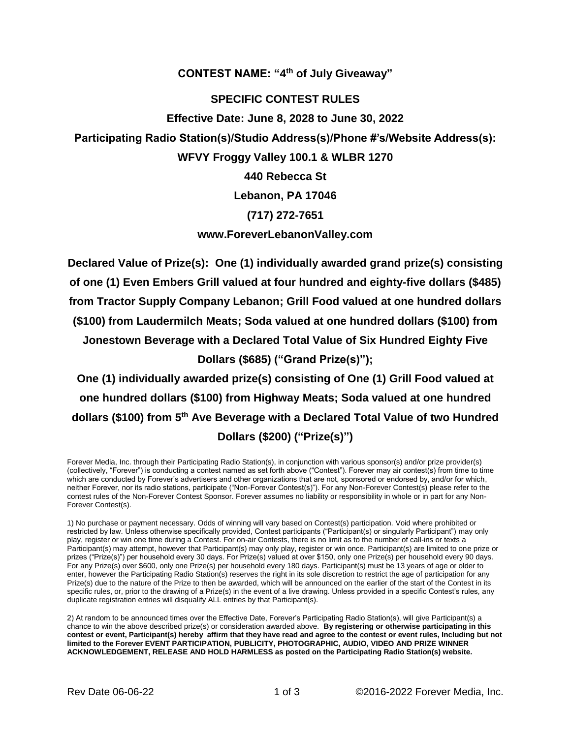# CONTEST NAME: "4th of July Giveaway"

## SPECIFIC CONTEST RULES

**Effective Date: June 8, 2028 to June 30, 2022**

**Participating Radio Station(s)/Studio Address(s)/Phone #'s/Website Address(s):**

**WFVY Froggy Valley 100.1 & WLBR 1270**

**440 Rebecca St**

**Lebanon, PA 17046**

**(717) 272-7651**

**www.ForeverLebanonValley.com**

**Declared Value of Prize(s): One (1) individually awarded grand prize(s) consisting of one (1) Even Embers Grill valued at four hundred and eighty-five dollars ($485) from Tractor Supply Company Lebanon; Grill Food valued at one hundred dollars ($100) from Laudermilch Meats; Soda valued at one hundred dollars ($100) from Jonestown Beverage with a Declared Total Value of Six Hundred Eighty Five Dollars ($685) ("Grand Prize(s)");**

**One (1) individually awarded prize(s) consisting of One (1) Grill Food valued at one hundred dollars ($100) from Highway Meats; Soda valued at one hundred dollars ($100) from 5th Ave Beverage with a Declared Total Value of two Hundred Dollars ($200) ("Prize(s)")**

Forever Media, Inc. through their Participating Radio Station(s), in conjunction with various sponsor(s) and/or prize provider(s) (collectively, "Forever") is conducting a contest named as set forth above ("Contest"). Forever may air contest(s) from time to time which are conducted by Forever's advertisers and other organizations that are not, sponsored or endorsed by, and/or for which, neither Forever, nor its radio stations, participate ("Non-Forever Contest(s)"). For any Non-Forever Contest(s) please refer to the contest rules of the Non-Forever Contest Sponsor. Forever assumes no liability or responsibility in whole or in part for any Non-Forever Contest(s).

1) No purchase or payment necessary. Odds of winning will vary based on Contest(s) participation. Void where prohibited or restricted by law. Unless otherwise specifically provided, Contest participants ("Participant(s) or singularly Participant") may only play, register or win one time during a Contest. For on-air Contests, there is no limit as to the number of call-ins or texts a Participant(s) may attempt, however that Participant(s) may only play, register or win once. Participant(s) are limited to one prize or prizes ("Prize(s)") per household every 30 days. For Prize(s) valued at over $150, only one Prize(s) per household every 90 days. For any Prize(s) over $600, only one Prize(s) per household every 180 days. Participant(s) must be 13 years of age or older to enter, however the Participating Radio Station(s) reserves the right in its sole discretion to restrict the age of participation for any Prize(s) due to the nature of the Prize to then be awarded, which will be announced on the earlier of the start of the Contest in its specific rules, or, prior to the drawing of a Prize(s) in the event of a live drawing. Unless provided in a specific Contest's rules, any duplicate registration entries will disqualify ALL entries by that Participant(s).

2) At random to be announced times over the Effective Date, Forever's Participating Radio Station(s), will give Participant(s) a chance to win the above described prize(s) or consideration awarded above. **By registering or otherwise participating in this contest or event, Participant(s) hereby affirm that they have read and agree to the contest or event rules, Including but not limited to the Forever EVENT PARTICIPATION, PUBLICITY, PHOTOGRAPHIC, AUDIO, VIDEO AND PRIZE WINNER ACKNOWLEDGEMENT, RELEASE AND HOLD HARMLESS as posted on the Participating Radio Station(s) website.**

Rev Date 06-06-22 ©2016-2022 Forever Media, Inc.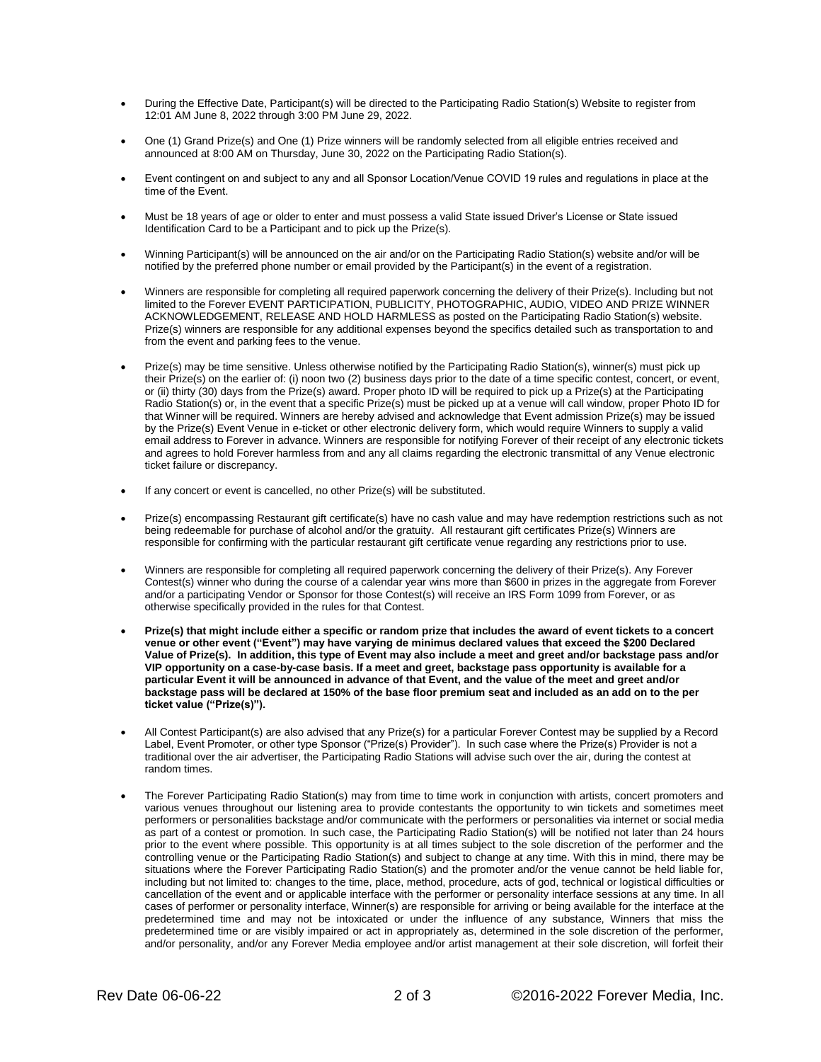- During the Effective Date, Participant(s) will be directed to the Participating Radio Station(s) Website to register from 12:01 AM June 8, 2022 through 3:00 PM June 29, 2022.

- One (1) Grand Prize(s) and One (1) Prize winners will be randomly selected from all eligible entries received and announced at 8:00 AM on Thursday, June 30, 2022 on the Participating Radio Station(s).

- Event contingent on and subject to any and all Sponsor Location/Venue COVID 19 rules and regulations in place at the time of the Event.

- Must be 18 years of age or older to enter and must possess a valid State issued Driver's License or State issued Identification Card to be a Participant and to pick up the Prize(s).

- Winning Participant(s) will be announced on the air and/or on the Participating Radio Station(s) website and/or will be notified by the preferred phone number or email provided by the Participant(s) in the event of a registration.

- Winners are responsible for completing all required paperwork concerning the delivery of their Prize(s). Including but not limited to the Forever EVENT PARTICIPATION, PUBLICITY, PHOTOGRAPHIC, AUDIO, VIDEO AND PRIZE WINNER ACKNOWLEDGEMENT, RELEASE AND HOLD HARMLESS as posted on the Participating Radio Station(s) website. Prize(s) winners are responsible for any additional expenses beyond the specifics detailed such as transportation to and from the event and parking fees to the venue.

- Prize(s) may be time sensitive. Unless otherwise notified by the Participating Radio Station(s), winner(s) must pick up their Prize(s) on the earlier of: (i) noon two (2) business days prior to the date of a time specific contest, concert, or event, or (ii) thirty (30) days from the Prize(s) award. Proper photo ID will be required to pick up a Prize(s) at the Participating Radio Station(s) or, in the event that a specific Prize(s) must be picked up at a venue will call window, proper Photo ID for that Winner will be required. Winners are hereby advised and acknowledge that Event admission Prize(s) may be issued by the Prize(s) Event Venue in e-ticket or other electronic delivery form, which would require Winners to supply a valid email address to Forever in advance. Winners are responsible for notifying Forever of their receipt of any electronic tickets and agrees to hold Forever harmless from and any all claims regarding the electronic transmittal of any Venue electronic ticket failure or discrepancy.

- If any concert or event is cancelled, no other Prize(s) will be substituted.

- Prize(s) encompassing Restaurant gift certificate(s) have no cash value and may have redemption restrictions such as not being redeemable for purchase of alcohol and/or the gratuity. All restaurant gift certificates Prize(s) Winners are responsible for confirming with the particular restaurant gift certificate venue regarding any restrictions prior to use.

- Winners are responsible for completing all required paperwork concerning the delivery of their Prize(s). Any Forever Contest(s) winner who during the course of a calendar year wins more than $600 in prizes in the aggregate from Forever and/or a participating Vendor or Sponsor for those Contest(s) will receive an IRS Form 1099 from Forever, or as otherwise specifically provided in the rules for that Contest.

- **Prize(s) that might include either a specific or random prize that includes the award of event tickets to a concert venue or other event ("Event") may have varying de minimus declared values that exceed the $200 Declared Value of Prize(s). In addition, this type of Event may also include a meet and greet and/or backstage pass and/or VIP opportunity on a case-by-case basis. If a meet and greet, backstage pass opportunity is available for a particular Event it will be announced in advance of that Event, and the value of the meet and greet and/or backstage pass will be declared at 150% of the base floor premium seat and included as an add on to the per ticket value ("Prize(s)").**

- All Contest Participant(s) are also advised that any Prize(s) for a particular Forever Contest may be supplied by a Record Label, Event Promoter, or other type Sponsor ("Prize(s) Provider"). In such case where the Prize(s) Provider is not a traditional over the air advertiser, the Participating Radio Stations will advise such over the air, during the contest at random times.

- The Forever Participating Radio Station(s) may from time to time work in conjunction with artists, concert promoters and various venues throughout our listening area to provide contestants the opportunity to win tickets and sometimes meet performers or personalities backstage and/or communicate with the performers or personalities via internet or social media as part of a contest or promotion. In such case, the Participating Radio Station(s) will be notified not later than 24 hours prior to the event where possible. This opportunity is at all times subject to the sole discretion of the performer and the controlling venue or the Participating Radio Station(s) and subject to change at any time. With this in mind, there may be situations where the Forever Participating Radio Station(s) and the promoter and/or the venue cannot be held liable for, including but not limited to: changes to the time, place, method, procedure, acts of god, technical or logistical difficulties or cancellation of the event and or applicable interface with the performer or personality interface sessions at any time. In all cases of performer or personality interface, Winner(s) are responsible for arriving or being available for the interface at the predetermined time and may not be intoxicated or under the influence of any substance, Winners that miss the predetermined time or are visibly impaired or act in appropriately as, determined in the sole discretion of the performer, and/or personality, and/or any Forever Media employee and/or artist management at their sole discretion, will forfeit their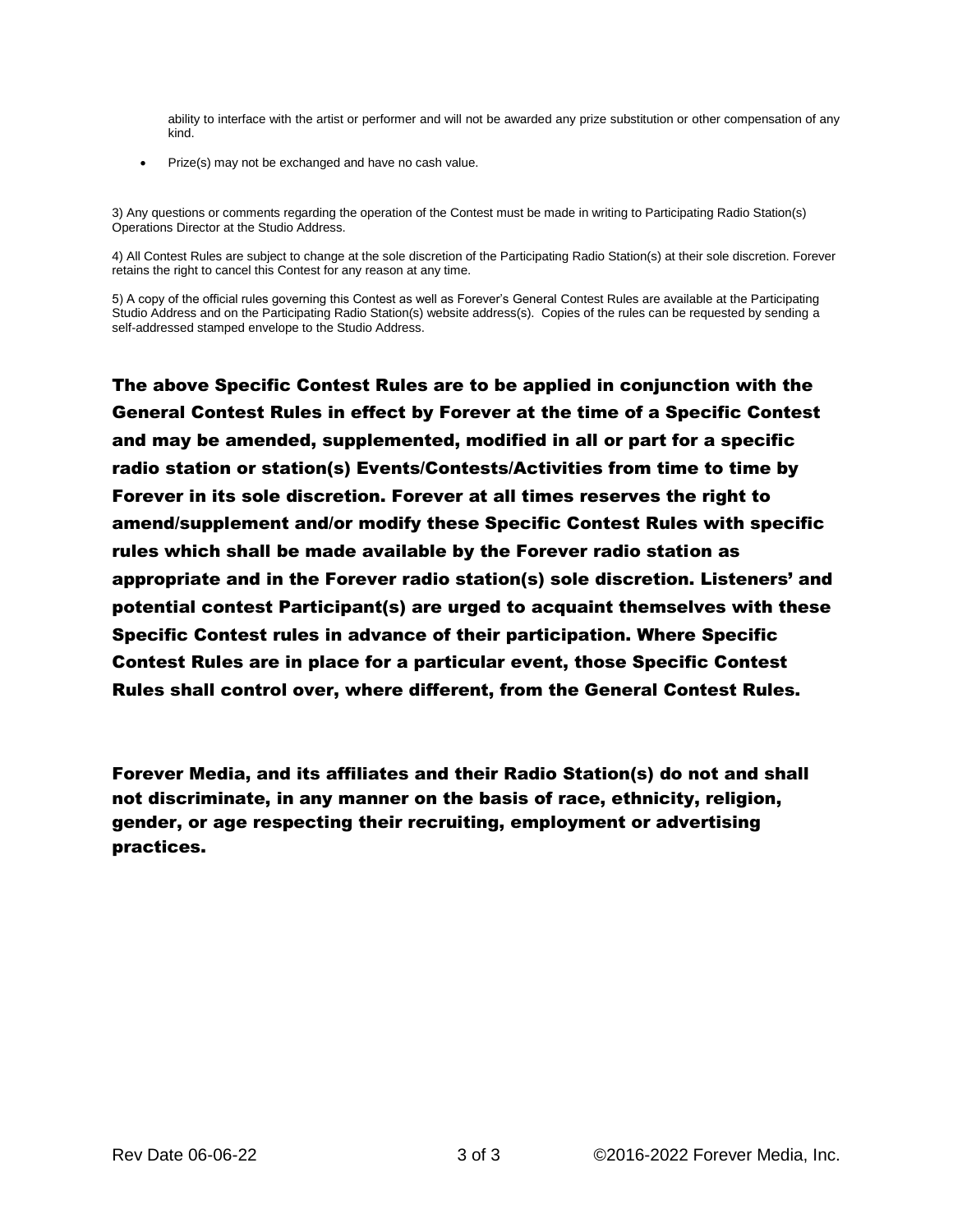ability to interface with the artist or performer and will not be awarded any prize substitution or other compensation of any kind.

- Prize(s) may not be exchanged and have no cash value.

3) Any questions or comments regarding the operation of the Contest must be made in writing to Participating Radio Station(s) Operations Director at the Studio Address.

4) All Contest Rules are subject to change at the sole discretion of the Participating Radio Station(s) at their sole discretion. Forever retains the right to cancel this Contest for any reason at any time.

5) A copy of the official rules governing this Contest as well as Forever's General Contest Rules are available at the Participating Studio Address and on the Participating Radio Station(s) website address(s). Copies of the rules can be requested by sending a self-addressed stamped envelope to the Studio Address.

**The above Specific Contest Rules are to be applied in conjunction with the General Contest Rules in effect by Forever at the time of a Specific Contest and may be amended, supplemented, modified in all or part for a specific radio station or station(s) Events/Contests/Activities from time to time by Forever in its sole discretion. Forever at all times reserves the right to amend/supplement and/or modify these Specific Contest Rules with specific rules which shall be made available by the Forever radio station as appropriate and in the Forever radio station(s) sole discretion. Listeners' and potential contest Participant(s) are urged to acquaint themselves with these Specific Contest rules in advance of their participation. Where Specific Contest Rules are in place for a particular event, those Specific Contest Rules shall control over, where different, from the General Contest Rules.**

**Forever Media, and its affiliates and their Radio Station(s) do not and shall not discriminate, in any manner on the basis of race, ethnicity, religion, gender, or age respecting their recruiting, employment or advertising practices.**